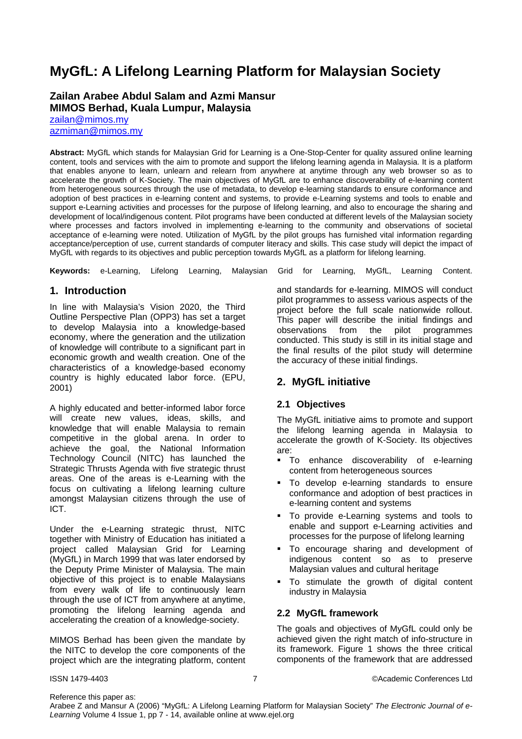# MyGfL: A Lifelong Learning Platform for Malaysian Society

**Zailan Arabee Abdul Salam and Azmi Mansur**
**MIMOS Berhad, Kuala Lumpur, Malaysia**
zailan@mimos.my
azmiman@mimos.my

**Abstract:** MyGfL which stands for Malaysian Grid for Learning is a One-Stop-Center for quality assured online learning content, tools and services with the aim to promote and support the lifelong learning agenda in Malaysia. It is a platform that enables anyone to learn, unlearn and relearn from anywhere at anytime through any web browser so as to accelerate the growth of K-Society. The main objectives of MyGfL are to enhance discoverability of e-learning content from heterogeneous sources through the use of metadata, to develop e-learning standards to ensure conformance and adoption of best practices in e-learning content and systems, to provide e-Learning systems and tools to enable and support e-Learning activities and processes for the purpose of lifelong learning, and also to encourage the sharing and development of local/indigenous content. Pilot programs have been conducted at different levels of the Malaysian society where processes and factors involved in implementing e-learning to the community and observations of societal acceptance of e-learning were noted. Utilization of MyGfL by the pilot groups has furnished vital information regarding acceptance/perception of use, current standards of computer literacy and skills. This case study will depict the impact of MyGfL with regards to its objectives and public perception towards MyGfL as a platform for lifelong learning.

**Keywords:** e-Learning, Lifelong Learning, Malaysian Grid for Learning, MyGfL, Learning Content.

## 1. Introduction

In line with Malaysia's Vision 2020, the Third Outline Perspective Plan (OPP3) has set a target to develop Malaysia into a knowledge-based economy, where the generation and the utilization of knowledge will contribute to a significant part in economic growth and wealth creation. One of the characteristics of a knowledge-based economy country is highly educated labor force. (EPU, 2001)

A highly educated and better-informed labor force will create new values, ideas, skills, and knowledge that will enable Malaysia to remain competitive in the global arena. In order to achieve the goal, the National Information Technology Council (NITC) has launched the Strategic Thrusts Agenda with five strategic thrust areas. One of the areas is e-Learning with the focus on cultivating a lifelong learning culture amongst Malaysian citizens through the use of ICT.

Under the e-Learning strategic thrust, NITC together with Ministry of Education has initiated a project called Malaysian Grid for Learning (MyGfL) in March 1999 that was later endorsed by the Deputy Prime Minister of Malaysia. The main objective of this project is to enable Malaysians from every walk of life to continuously learn through the use of ICT from anywhere at anytime, promoting the lifelong learning agenda and accelerating the creation of a knowledge-society.

MIMOS Berhad has been given the mandate by the NITC to develop the core components of the project which are the integrating platform, content and standards for e-learning. MIMOS will conduct pilot programmes to assess various aspects of the project before the full scale nationwide rollout. This paper will describe the initial findings and observations from the pilot programmes conducted. This study is still in its initial stage and the final results of the pilot study will determine the accuracy of these initial findings.

## 2. MyGfL initiative

### 2.1 Objectives

The MyGfL initiative aims to promote and support the lifelong learning agenda in Malaysia to accelerate the growth of K-Society. Its objectives are:

- To enhance discoverability of e-learning content from heterogeneous sources
- To develop e-learning standards to ensure conformance and adoption of best practices in e-learning content and systems
- To provide e-Learning systems and tools to enable and support e-Learning activities and processes for the purpose of lifelong learning
- To encourage sharing and development of indigenous content so as to preserve Malaysian values and cultural heritage
- To stimulate the growth of digital content industry in Malaysia

### 2.2 MyGfL framework

The goals and objectives of MyGfL could only be achieved given the right match of info-structure in its framework. Figure 1 shows the three critical components of the framework that are addressed

Reference this paper as:
Arabee Z and Mansur A (2006) "MyGfL: A Lifelong Learning Platform for Malaysian Society" *The Electronic Journal of e-Learning* Volume 4 Issue 1, pp 7 - 14, available online at www.ejel.org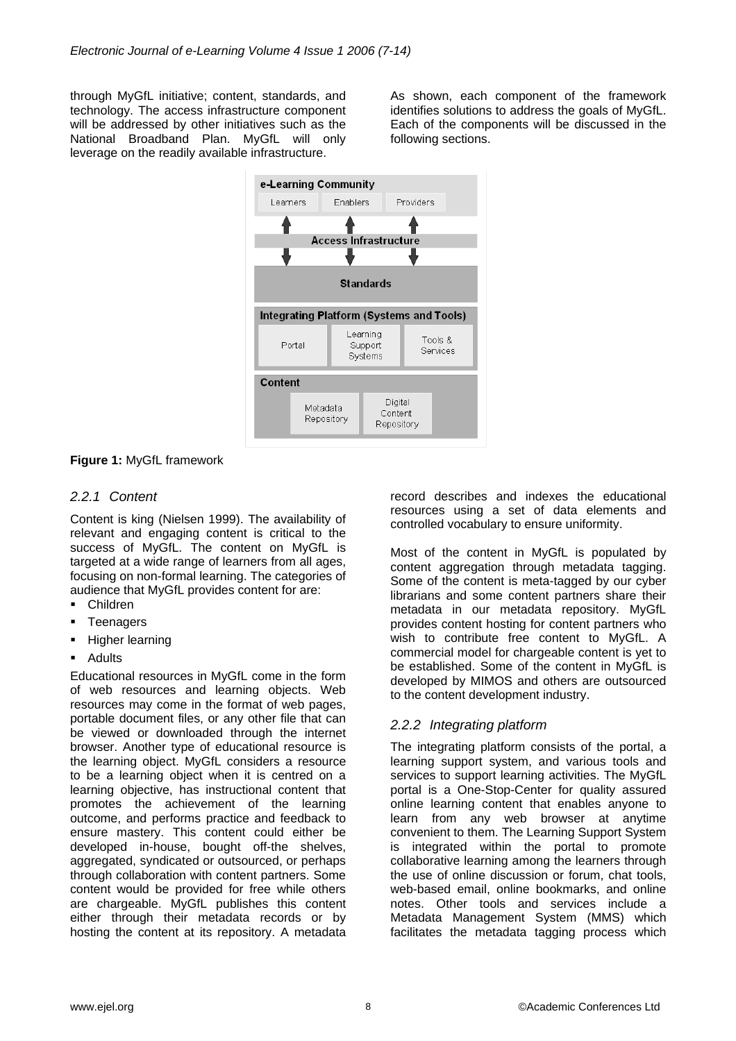through MyGfL initiative; content, standards, and technology. The access infrastructure component will be addressed by other initiatives such as the National Broadband Plan. MyGfL will only leverage on the readily available infrastructure.

As shown, each component of the framework identifies solutions to address the goals of MyGfL. Each of the components will be discussed in the following sections.

**Figure 1:** MyGfL framework

### 2.2.1 Content

Content is king (Nielsen 1999). The availability of relevant and engaging content is critical to the success of MyGfL. The content on MyGfL is targeted at a wide range of learners from all ages, focusing on non-formal learning. The categories of audience that MyGfL provides content for are:

- Children
- Teenagers
- Higher learning
- Adults

Educational resources in MyGfL come in the form of web resources and learning objects. Web resources may come in the format of web pages, portable document files, or any other file that can be viewed or downloaded through the internet browser. Another type of educational resource is the learning object. MyGfL considers a resource to be a learning object when it is centred on a learning objective, has instructional content that promotes the achievement of the learning outcome, and performs practice and feedback to ensure mastery. This content could either be developed in-house, bought off-the shelves, aggregated, syndicated or outsourced, or perhaps through collaboration with content partners. Some content would be provided for free while others are chargeable. MyGfL publishes this content either through their metadata records or by hosting the content at its repository. A metadata record describes and indexes the educational resources using a set of data elements and controlled vocabulary to ensure uniformity.

Most of the content in MyGfL is populated by content aggregation through metadata tagging. Some of the content is meta-tagged by our cyber librarians and some content partners share their metadata in our metadata repository. MyGfL provides content hosting for content partners who wish to contribute free content to MyGfL. A commercial model for chargeable content is yet to be established. Some of the content in MyGfL is developed by MIMOS and others are outsourced to the content development industry.

### 2.2.2 Integrating platform

The integrating platform consists of the portal, a learning support system, and various tools and services to support learning activities. The MyGfL portal is a One-Stop-Center for quality assured online learning content that enables anyone to learn from any web browser at anytime convenient to them. The Learning Support System is integrated within the portal to promote collaborative learning among the learners through the use of online discussion or forum, chat tools, web-based email, online bookmarks, and online notes. Other tools and services include a Metadata Management System (MMS) which facilitates the metadata tagging process which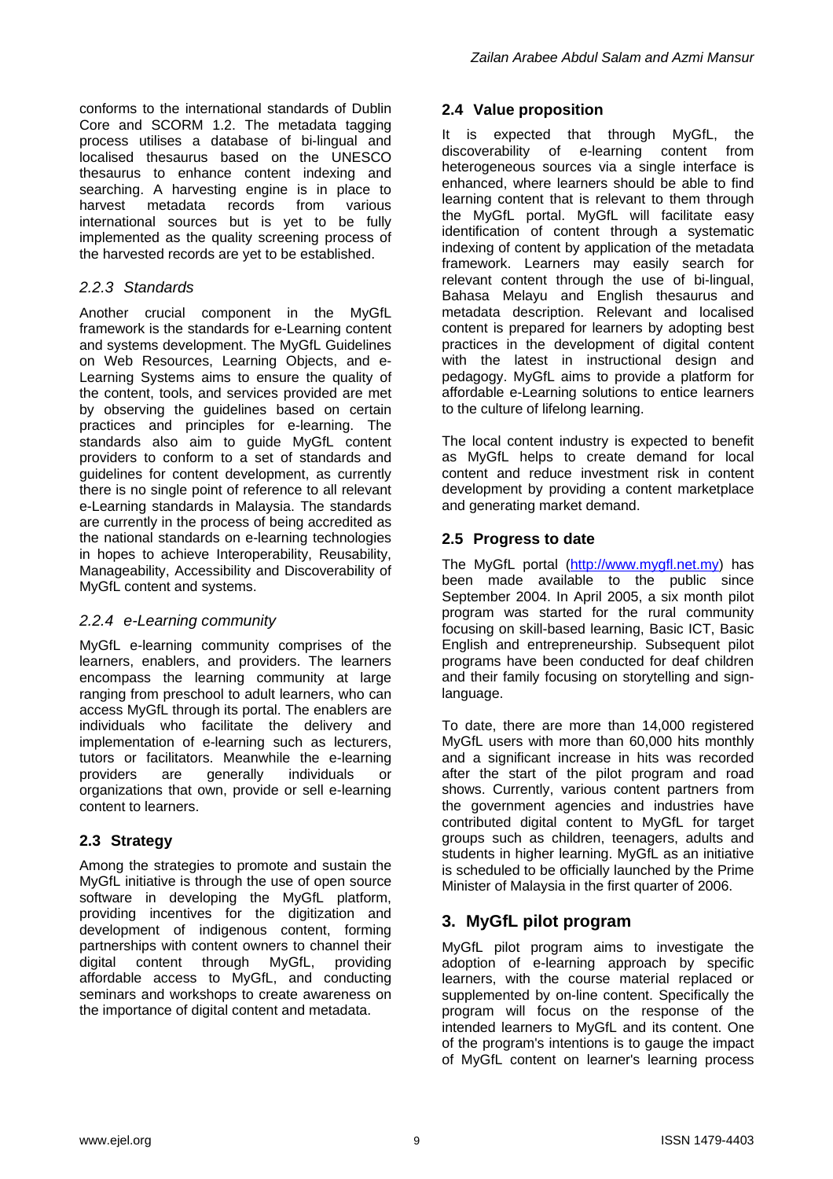conforms to the international standards of Dublin Core and SCORM 1.2. The metadata tagging process utilises a database of bi-lingual and localised thesaurus based on the UNESCO thesaurus to enhance content indexing and searching. A harvesting engine is in place to harvest metadata records from various international sources but is yet to be fully implemented as the quality screening process of the harvested records are yet to be established.

### *2.2.3 Standards*

Another crucial component in the MyGfL framework is the standards for e-Learning content and systems development. The MyGfL Guidelines on Web Resources, Learning Objects, and e-Learning Systems aims to ensure the quality of the content, tools, and services provided are met by observing the guidelines based on certain practices and principles for e-learning. The standards also aim to guide MyGfL content providers to conform to a set of standards and guidelines for content development, as currently there is no single point of reference to all relevant e-Learning standards in Malaysia. The standards are currently in the process of being accredited as the national standards on e-learning technologies in hopes to achieve Interoperability, Reusability, Manageability, Accessibility and Discoverability of MyGfL content and systems.

### *2.2.4 e-Learning community*

MyGfL e-learning community comprises of the learners, enablers, and providers. The learners encompass the learning community at large ranging from preschool to adult learners, who can access MyGfL through its portal. The enablers are individuals who facilitate the delivery and implementation of e-learning such as lecturers, tutors or facilitators. Meanwhile the e-learning providers are generally individuals or organizations that own, provide or sell e-learning content to learners.

## **2.3 Strategy**

Among the strategies to promote and sustain the MyGfL initiative is through the use of open source software in developing the MyGfL platform, providing incentives for the digitization and development of indigenous content, forming partnerships with content owners to channel their digital content through MyGfL, providing affordable access to MyGfL, and conducting seminars and workshops to create awareness on the importance of digital content and metadata.

## **2.4 Value proposition**

It is expected that through MyGfL, the discoverability of e-learning content from heterogeneous sources via a single interface is enhanced, where learners should be able to find learning content that is relevant to them through the MyGfL portal. MyGfL will facilitate easy identification of content through a systematic indexing of content by application of the metadata framework. Learners may easily search for relevant content through the use of bi-lingual, Bahasa Melayu and English thesaurus and metadata description. Relevant and localised content is prepared for learners by adopting best practices in the development of digital content with the latest in instructional design and pedagogy. MyGfL aims to provide a platform for affordable e-Learning solutions to entice learners to the culture of lifelong learning.

The local content industry is expected to benefit as MyGfL helps to create demand for local content and reduce investment risk in content development by providing a content marketplace and generating market demand.

## **2.5 Progress to date**

The MyGfL portal (http://www.mygfl.net.my) has been made available to the public since September 2004. In April 2005, a six month pilot program was started for the rural community focusing on skill-based learning, Basic ICT, Basic English and entrepreneurship. Subsequent pilot programs have been conducted for deaf children and their family focusing on storytelling and sign-language.

To date, there are more than 14,000 registered MyGfL users with more than 60,000 hits monthly and a significant increase in hits was recorded after the start of the pilot program and road shows. Currently, various content partners from the government agencies and industries have contributed digital content to MyGfL for target groups such as children, teenagers, adults and students in higher learning. MyGfL as an initiative is scheduled to be officially launched by the Prime Minister of Malaysia in the first quarter of 2006.

# **3. MyGfL pilot program**

MyGfL pilot program aims to investigate the adoption of e-learning approach by specific learners, with the course material replaced or supplemented by on-line content. Specifically the program will focus on the response of the intended learners to MyGfL and its content. One of the program's intentions is to gauge the impact of MyGfL content on learner's learning process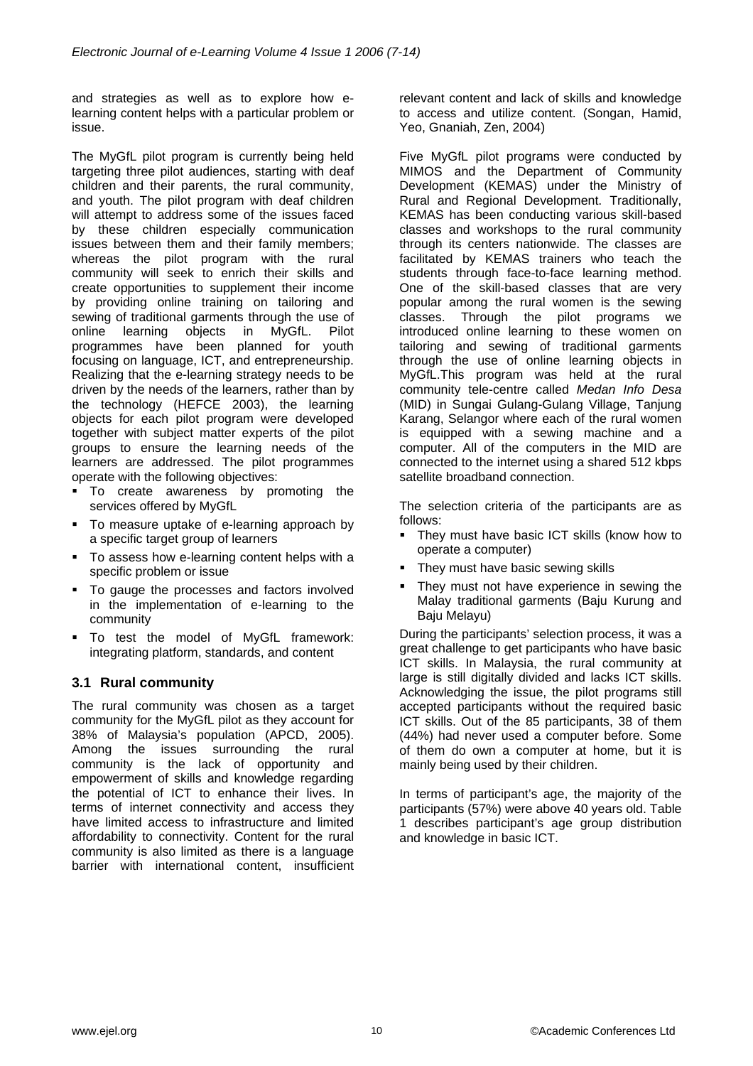and strategies as well as to explore how e-learning content helps with a particular problem or issue.

The MyGfL pilot program is currently being held targeting three pilot audiences, starting with deaf children and their parents, the rural community, and youth. The pilot program with deaf children will attempt to address some of the issues faced by these children especially communication issues between them and their family members; whereas the pilot program with the rural community will seek to enrich their skills and create opportunities to supplement their income by providing online training on tailoring and sewing of traditional garments through the use of online learning objects in MyGfL. Pilot programmes have been planned for youth focusing on language, ICT, and entrepreneurship. Realizing that the e-learning strategy needs to be driven by the needs of the learners, rather than by the technology (HEFCE 2003), the learning objects for each pilot program were developed together with subject matter experts of the pilot groups to ensure the learning needs of the learners are addressed. The pilot programmes operate with the following objectives:

- To create awareness by promoting the services offered by MyGfL
- To measure uptake of e-learning approach by a specific target group of learners
- To assess how e-learning content helps with a specific problem or issue
- To gauge the processes and factors involved in the implementation of e-learning to the community
- To test the model of MyGfL framework: integrating platform, standards, and content

### 3.1 Rural community

The rural community was chosen as a target community for the MyGfL pilot as they account for 38% of Malaysia's population (APCD, 2005). Among the issues surrounding the rural community is the lack of opportunity and empowerment of skills and knowledge regarding the potential of ICT to enhance their lives. In terms of internet connectivity and access they have limited access to infrastructure and limited affordability to connectivity. Content for the rural community is also limited as there is a language barrier with international content, insufficient relevant content and lack of skills and knowledge to access and utilize content. (Songan, Hamid, Yeo, Gnaniah, Zen, 2004)

Five MyGfL pilot programs were conducted by MIMOS and the Department of Community Development (KEMAS) under the Ministry of Rural and Regional Development. Traditionally, KEMAS has been conducting various skill-based classes and workshops to the rural community through its centers nationwide. The classes are facilitated by KEMAS trainers who teach the students through face-to-face learning method. One of the skill-based classes that are very popular among the rural women is the sewing classes. Through the pilot programs we introduced online learning to these women on tailoring and sewing of traditional garments through the use of online learning objects in MyGfL.This program was held at the rural community tele-centre called *Medan Info Desa* (MID) in Sungai Gulang-Gulang Village, Tanjung Karang, Selangor where each of the rural women is equipped with a sewing machine and a computer. All of the computers in the MID are connected to the internet using a shared 512 kbps satellite broadband connection.

The selection criteria of the participants are as follows:

- They must have basic ICT skills (know how to operate a computer)
- They must have basic sewing skills
- They must not have experience in sewing the Malay traditional garments (Baju Kurung and Baju Melayu)

During the participants' selection process, it was a great challenge to get participants who have basic ICT skills. In Malaysia, the rural community at large is still digitally divided and lacks ICT skills. Acknowledging the issue, the pilot programs still accepted participants without the required basic ICT skills. Out of the 85 participants, 38 of them (44%) had never used a computer before. Some of them do own a computer at home, but it is mainly being used by their children.

In terms of participant's age, the majority of the participants (57%) were above 40 years old. Table 1 describes participant's age group distribution and knowledge in basic ICT.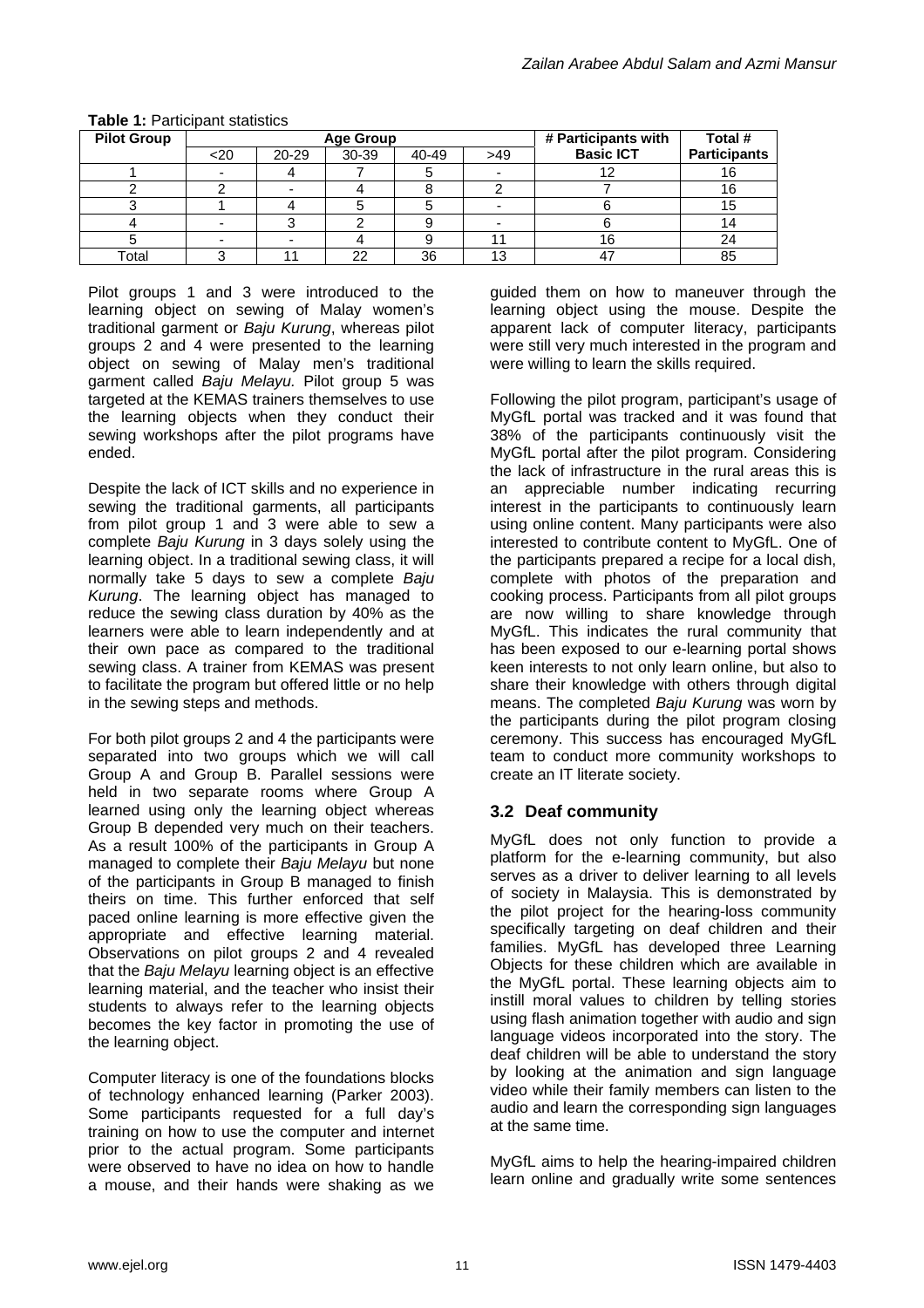**Table 1:** Participant statistics

| Pilot Group | Age Group | | | | | # Participants with Basic ICT | Total # Participants |
|---|---|---|---|---|---|---|---|
| | <20 | 20-29 | 30-39 | 40-49 | >49 | | |
| 1 | - | 4 | 7 | 5 | - | 12 | 16 |
| 2 | 2 | - | 4 | 8 | 2 | 7 | 16 |
| 3 | 1 | 4 | 5 | 5 | - | 6 | 15 |
| 4 | - | 3 | 2 | 9 | - | 6 | 14 |
| 5 | - | - | 4 | 9 | 11 | 16 | 24 |
| Total | 3 | 11 | 22 | 36 | 13 | 47 | 85 |

Pilot groups 1 and 3 were introduced to the learning object on sewing of Malay women's traditional garment or *Baju Kurung*, whereas pilot groups 2 and 4 were presented to the learning object on sewing of Malay men's traditional garment called *Baju Melayu.* Pilot group 5 was targeted at the KEMAS trainers themselves to use the learning objects when they conduct their sewing workshops after the pilot programs have ended.

Despite the lack of ICT skills and no experience in sewing the traditional garments, all participants from pilot group 1 and 3 were able to sew a complete *Baju Kurung* in 3 days solely using the learning object. In a traditional sewing class, it will normally take 5 days to sew a complete *Baju Kurung*. The learning object has managed to reduce the sewing class duration by 40% as the learners were able to learn independently and at their own pace as compared to the traditional sewing class. A trainer from KEMAS was present to facilitate the program but offered little or no help in the sewing steps and methods.

For both pilot groups 2 and 4 the participants were separated into two groups which we will call Group A and Group B. Parallel sessions were held in two separate rooms where Group A learned using only the learning object whereas Group B depended very much on their teachers. As a result 100% of the participants in Group A managed to complete their *Baju Melayu* but none of the participants in Group B managed to finish theirs on time. This further enforced that self paced online learning is more effective given the appropriate and effective learning material. Observations on pilot groups 2 and 4 revealed that the *Baju Melayu* learning object is an effective learning material, and the teacher who insist their students to always refer to the learning objects becomes the key factor in promoting the use of the learning object.

Computer literacy is one of the foundations blocks of technology enhanced learning (Parker 2003). Some participants requested for a full day's training on how to use the computer and internet prior to the actual program. Some participants were observed to have no idea on how to handle a mouse, and their hands were shaking as we guided them on how to maneuver through the learning object using the mouse. Despite the apparent lack of computer literacy, participants were still very much interested in the program and were willing to learn the skills required.

Following the pilot program, participant's usage of MyGfL portal was tracked and it was found that 38% of the participants continuously visit the MyGfL portal after the pilot program. Considering the lack of infrastructure in the rural areas this is an appreciable number indicating recurring interest in the participants to continuously learn using online content. Many participants were also interested to contribute content to MyGfL. One of the participants prepared a recipe for a local dish, complete with photos of the preparation and cooking process. Participants from all pilot groups are now willing to share knowledge through MyGfL. This indicates the rural community that has been exposed to our e-learning portal shows keen interests to not only learn online, but also to share their knowledge with others through digital means. The completed *Baju Kurung* was worn by the participants during the pilot program closing ceremony. This success has encouraged MyGfL team to conduct more community workshops to create an IT literate society.

## 3.2 Deaf community

MyGfL does not only function to provide a platform for the e-learning community, but also serves as a driver to deliver learning to all levels of society in Malaysia. This is demonstrated by the pilot project for the hearing-loss community specifically targeting on deaf children and their families. MyGfL has developed three Learning Objects for these children which are available in the MyGfL portal. These learning objects aim to instill moral values to children by telling stories using flash animation together with audio and sign language videos incorporated into the story. The deaf children will be able to understand the story by looking at the animation and sign language video while their family members can listen to the audio and learn the corresponding sign languages at the same time.

MyGfL aims to help the hearing-impaired children learn online and gradually write some sentences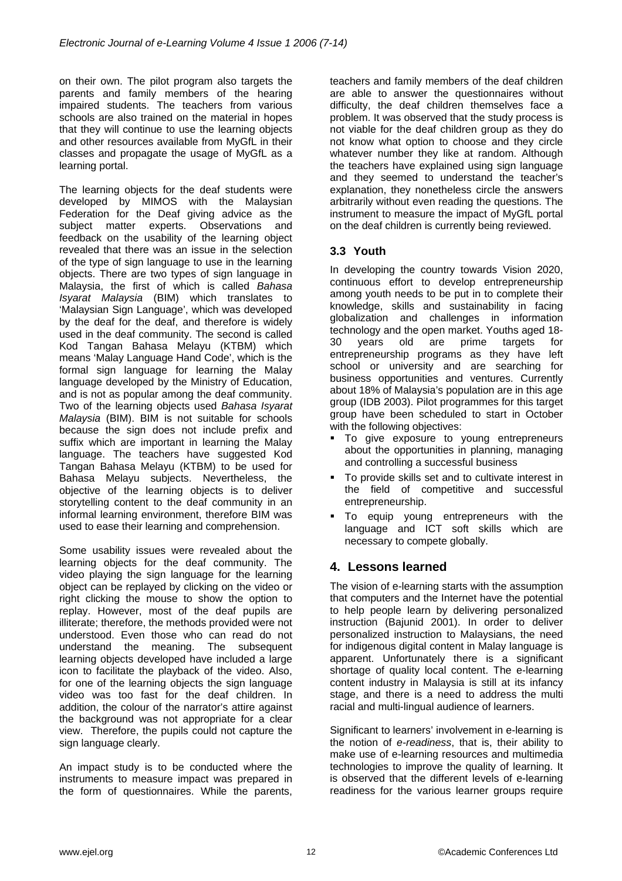on their own. The pilot program also targets the parents and family members of the hearing impaired students. The teachers from various schools are also trained on the material in hopes that they will continue to use the learning objects and other resources available from MyGfL in their classes and propagate the usage of MyGfL as a learning portal.

The learning objects for the deaf students were developed by MIMOS with the Malaysian Federation for the Deaf giving advice as the subject matter experts. Observations and feedback on the usability of the learning object revealed that there was an issue in the selection of the type of sign language to use in the learning objects. There are two types of sign language in Malaysia, the first of which is called *Bahasa Isyarat Malaysia* (BIM) which translates to 'Malaysian Sign Language', which was developed by the deaf for the deaf, and therefore is widely used in the deaf community. The second is called Kod Tangan Bahasa Melayu (KTBM) which means 'Malay Language Hand Code', which is the formal sign language for learning the Malay language developed by the Ministry of Education, and is not as popular among the deaf community. Two of the learning objects used *Bahasa Isyarat Malaysia* (BIM). BIM is not suitable for schools because the sign does not include prefix and suffix which are important in learning the Malay language. The teachers have suggested Kod Tangan Bahasa Melayu (KTBM) to be used for Bahasa Melayu subjects. Nevertheless, the objective of the learning objects is to deliver storytelling content to the deaf community in an informal learning environment, therefore BIM was used to ease their learning and comprehension.

Some usability issues were revealed about the learning objects for the deaf community. The video playing the sign language for the learning object can be replayed by clicking on the video or right clicking the mouse to show the option to replay. However, most of the deaf pupils are illiterate; therefore, the methods provided were not understood. Even those who can read do not understand the meaning. The subsequent learning objects developed have included a large icon to facilitate the playback of the video. Also, for one of the learning objects the sign language video was too fast for the deaf children. In addition, the colour of the narrator's attire against the background was not appropriate for a clear view. Therefore, the pupils could not capture the sign language clearly.

An impact study is to be conducted where the instruments to measure impact was prepared in the form of questionnaires. While the parents, teachers and family members of the deaf children are able to answer the questionnaires without difficulty, the deaf children themselves face a problem. It was observed that the study process is not viable for the deaf children group as they do not know what option to choose and they circle whatever number they like at random. Although the teachers have explained using sign language and they seemed to understand the teacher's explanation, they nonetheless circle the answers arbitrarily without even reading the questions. The instrument to measure the impact of MyGfL portal on the deaf children is currently being reviewed.

### 3.3 Youth

In developing the country towards Vision 2020, continuous effort to develop entrepreneurship among youth needs to be put in to complete their knowledge, skills and sustainability in facing globalization and challenges in information technology and the open market. Youths aged 18-30 years old are prime targets for entrepreneurship programs as they have left school or university and are searching for business opportunities and ventures. Currently about 18% of Malaysia's population are in this age group (IDB 2003). Pilot programmes for this target group have been scheduled to start in October with the following objectives:

- To give exposure to young entrepreneurs about the opportunities in planning, managing and controlling a successful business
- To provide skills set and to cultivate interest in the field of competitive and successful entrepreneurship.
- To equip young entrepreneurs with the language and ICT soft skills which are necessary to compete globally.

## 4. Lessons learned

The vision of e-learning starts with the assumption that computers and the Internet have the potential to help people learn by delivering personalized instruction (Bajunid 2001). In order to deliver personalized instruction to Malaysians, the need for indigenous digital content in Malay language is apparent. Unfortunately there is a significant shortage of quality local content. The e-learning content industry in Malaysia is still at its infancy stage, and there is a need to address the multi racial and multi-lingual audience of learners.

Significant to learners' involvement in e-learning is the notion of *e-readiness*, that is, their ability to make use of e-learning resources and multimedia technologies to improve the quality of learning. It is observed that the different levels of e-learning readiness for the various learner groups require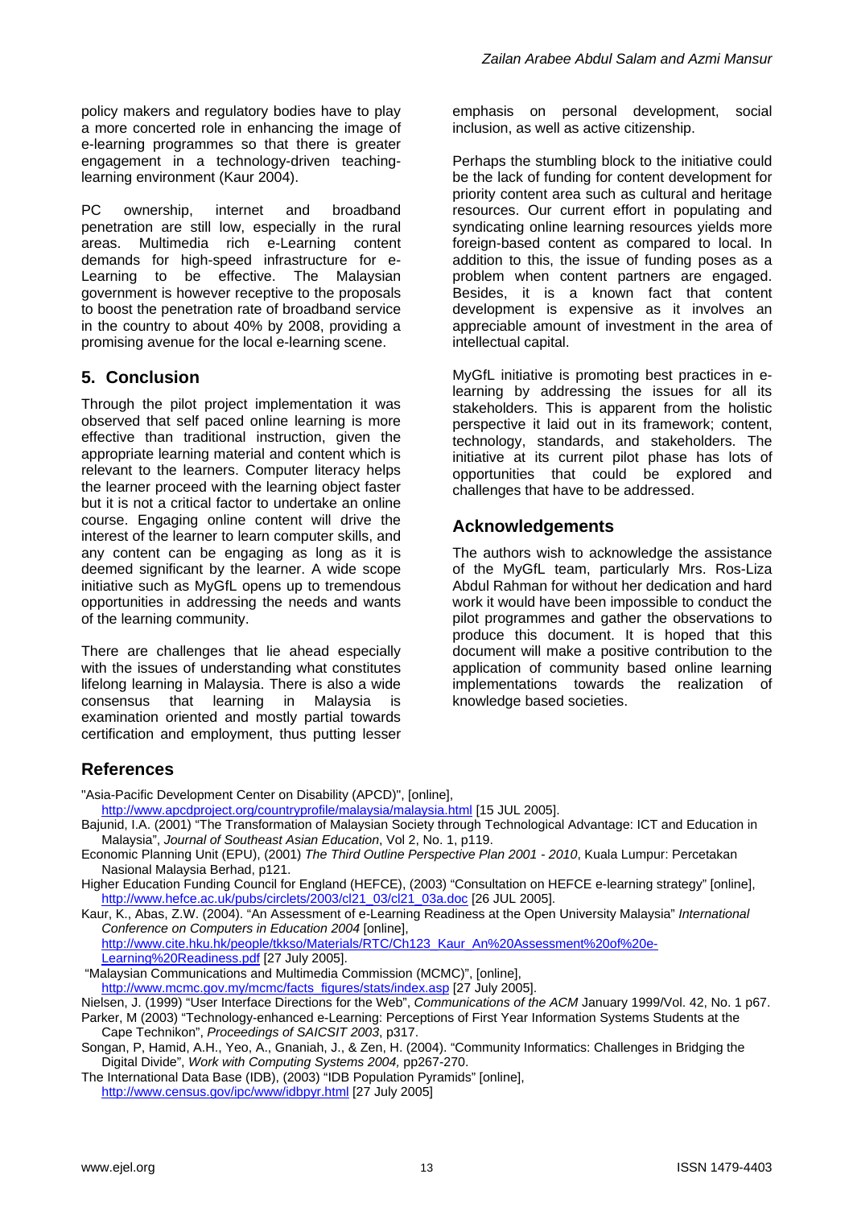policy makers and regulatory bodies have to play a more concerted role in enhancing the image of e-learning programmes so that there is greater engagement in a technology-driven teaching-learning environment (Kaur 2004).

PC ownership, internet and broadband penetration are still low, especially in the rural areas. Multimedia rich e-Learning content demands for high-speed infrastructure for e-Learning to be effective. The Malaysian government is however receptive to the proposals to boost the penetration rate of broadband service in the country to about 40% by 2008, providing a promising avenue for the local e-learning scene.

## 5. Conclusion

Through the pilot project implementation it was observed that self paced online learning is more effective than traditional instruction, given the appropriate learning material and content which is relevant to the learners. Computer literacy helps the learner proceed with the learning object faster but it is not a critical factor to undertake an online course. Engaging online content will drive the interest of the learner to learn computer skills, and any content can be engaging as long as it is deemed significant by the learner. A wide scope initiative such as MyGfL opens up to tremendous opportunities in addressing the needs and wants of the learning community.

There are challenges that lie ahead especially with the issues of understanding what constitutes lifelong learning in Malaysia. There is also a wide consensus that learning in Malaysia is examination oriented and mostly partial towards certification and employment, thus putting lesser emphasis on personal development, social inclusion, as well as active citizenship.

Perhaps the stumbling block to the initiative could be the lack of funding for content development for priority content area such as cultural and heritage resources. Our current effort in populating and syndicating online learning resources yields more foreign-based content as compared to local. In addition to this, the issue of funding poses as a problem when content partners are engaged. Besides, it is a known fact that content development is expensive as it involves an appreciable amount of investment in the area of intellectual capital.

MyGfL initiative is promoting best practices in e-learning by addressing the issues for all its stakeholders. This is apparent from the holistic perspective it laid out in its framework; content, technology, standards, and stakeholders. The initiative at its current pilot phase has lots of opportunities that could be explored and challenges that have to be addressed.

## Acknowledgements

The authors wish to acknowledge the assistance of the MyGfL team, particularly Mrs. Ros-Liza Abdul Rahman for without her dedication and hard work it would have been impossible to conduct the pilot programmes and gather the observations to produce this document. It is hoped that this document will make a positive contribution to the application of community based online learning implementations towards the realization of knowledge based societies.

## References

"Asia-Pacific Development Center on Disability (APCD)", [online], http://www.apcdproject.org/countryprofile/malaysia/malaysia.html [15 JUL 2005].

Bajunid, I.A. (2001) "The Transformation of Malaysian Society through Technological Advantage: ICT and Education in Malaysia", *Journal of Southeast Asian Education*, Vol 2, No. 1, p119.

Economic Planning Unit (EPU), (2001) *The Third Outline Perspective Plan 2001 - 2010*, Kuala Lumpur: Percetakan Nasional Malaysia Berhad, p121.

Higher Education Funding Council for England (HEFCE), (2003) "Consultation on HEFCE e-learning strategy" [online], http://www.hefce.ac.uk/pubs/circlets/2003/cl21_03/cl21_03a.doc [26 JUL 2005].

Kaur, K., Abas, Z.W. (2004). "An Assessment of e-Learning Readiness at the Open University Malaysia" *International Conference on Computers in Education 2004* [online], http://www.cite.hku.hk/people/tkkso/Materials/RTC/Ch123_Kaur_An%20Assessment%20of%20e-Learning%20Readiness.pdf [27 July 2005].

"Malaysian Communications and Multimedia Commission (MCMC)", [online], http://www.mcmc.gov.my/mcmc/facts_figures/stats/index.asp [27 July 2005].

Nielsen, J. (1999) "User Interface Directions for the Web", *Communications of the ACM* January 1999/Vol. 42, No. 1 p67.

Parker, M (2003) "Technology-enhanced e-Learning: Perceptions of First Year Information Systems Students at the Cape Technikon", *Proceedings of SAICSIT 2003*, p317.

Songan, P, Hamid, A.H., Yeo, A., Gnaniah, J., & Zen, H. (2004). "Community Informatics: Challenges in Bridging the Digital Divide", *Work with Computing Systems 2004,* pp267-270.

The International Data Base (IDB), (2003) "IDB Population Pyramids" [online], http://www.census.gov/ipc/www/idbpyr.html [27 July 2005]